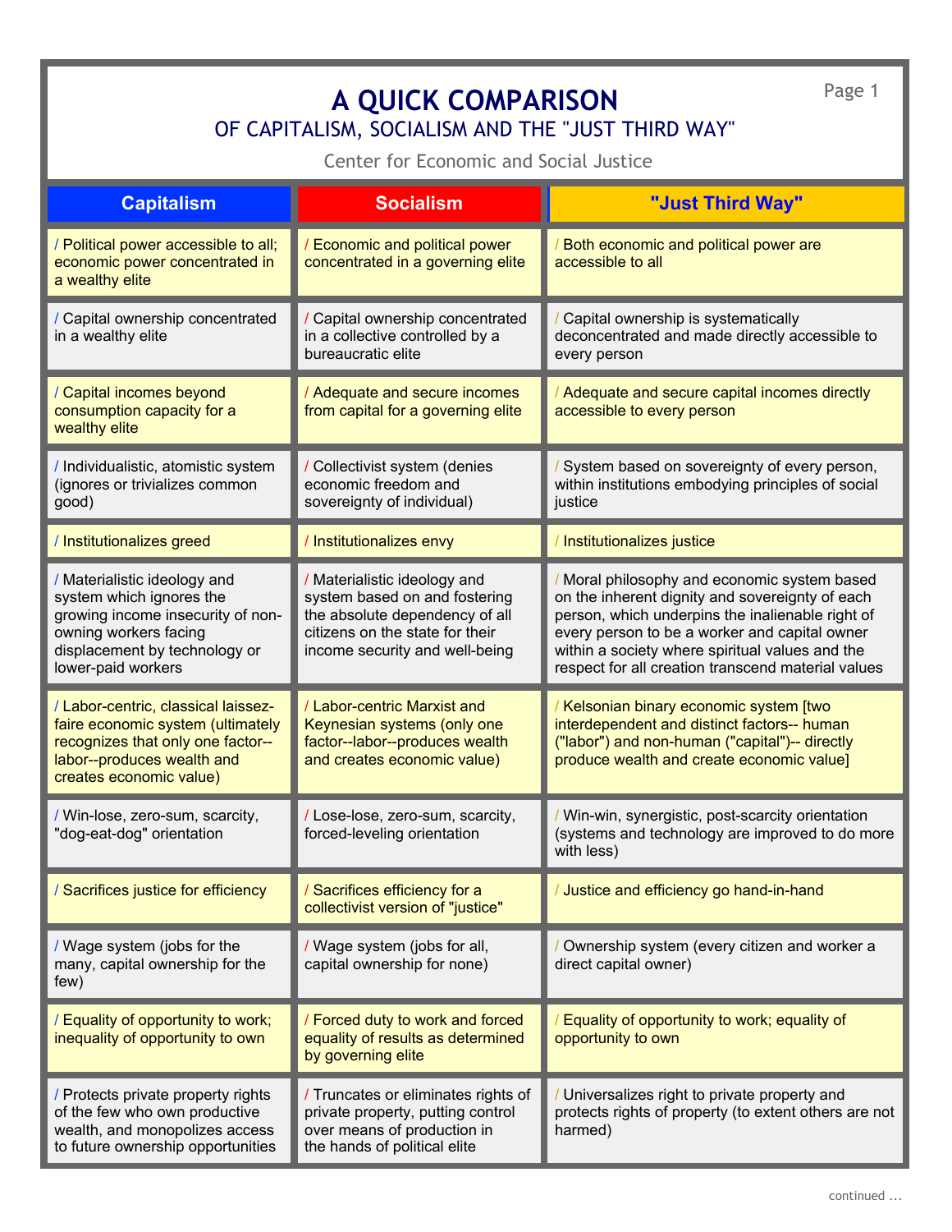# A QUICK COMPARISON

## OF CAPITALISM, SOCIALISM AND THE "JUST THIRD WAY"

Center for Economic and Social Justice

| Capitalism | Socialism | "Just Third Way" |
|---|---|---|
| / Political power accessible to all; economic power concentrated in a wealthy elite | / Economic and political power concentrated in a governing elite | / Both economic and political power are accessible to all |
| / Capital ownership concentrated in a wealthy elite | / Capital ownership concentrated in a collective controlled by a bureaucratic elite | / Capital ownership is systematically deconcentrated and made directly accessible to every person |
| / Capital incomes beyond consumption capacity for a wealthy elite | / Adequate and secure incomes from capital for a governing elite | / Adequate and secure capital incomes directly accessible to every person |
| / Individualistic, atomistic system (ignores or trivializes common good) | / Collectivist system (denies economic freedom and sovereignty of individual) | / System based on sovereignty of every person, within institutions embodying principles of social justice |
| / Institutionalizes greed | / Institutionalizes envy | / Institutionalizes justice |
| / Materialistic ideology and system which ignores the growing income insecurity of non-owning workers facing displacement by technology or lower-paid workers | / Materialistic ideology and system based on and fostering the absolute dependency of all citizens on the state for their income security and well-being | / Moral philosophy and economic system based on the inherent dignity and sovereignty of each person, which underpins the inalienable right of every person to be a worker and capital owner within a society where spiritual values and the respect for all creation transcend material values |
| / Labor-centric, classical laissez-faire economic system (ultimately recognizes that only one factor--labor--produces wealth and creates economic value) | / Labor-centric Marxist and Keynesian systems (only one factor--labor--produces wealth and creates economic value) | / Kelsonian binary economic system [two interdependent and distinct factors-- human ("labor") and non-human ("capital")-- directly produce wealth and create economic value] |
| / Win-lose, zero-sum, scarcity, "dog-eat-dog" orientation | / Lose-lose, zero-sum, scarcity, forced-leveling orientation | / Win-win, synergistic, post-scarcity orientation (systems and technology are improved to do more with less) |
| / Sacrifices justice for efficiency | / Sacrifices efficiency for a collectivist version of "justice" | / Justice and efficiency go hand-in-hand |
| / Wage system (jobs for the many, capital ownership for the few) | / Wage system (jobs for all, capital ownership for none) | / Ownership system (every citizen and worker a direct capital owner) |
| / Equality of opportunity to work; inequality of opportunity to own | / Forced duty to work and forced equality of results as determined by governing elite | / Equality of opportunity to work; equality of opportunity to own |
| / Protects private property rights of the few who own productive wealth, and monopolizes access to future ownership opportunities | / Truncates or eliminates rights of private property, putting control over means of production in the hands of political elite | / Universalizes right to private property and protects rights of property (to extent others are not harmed) |

continued ...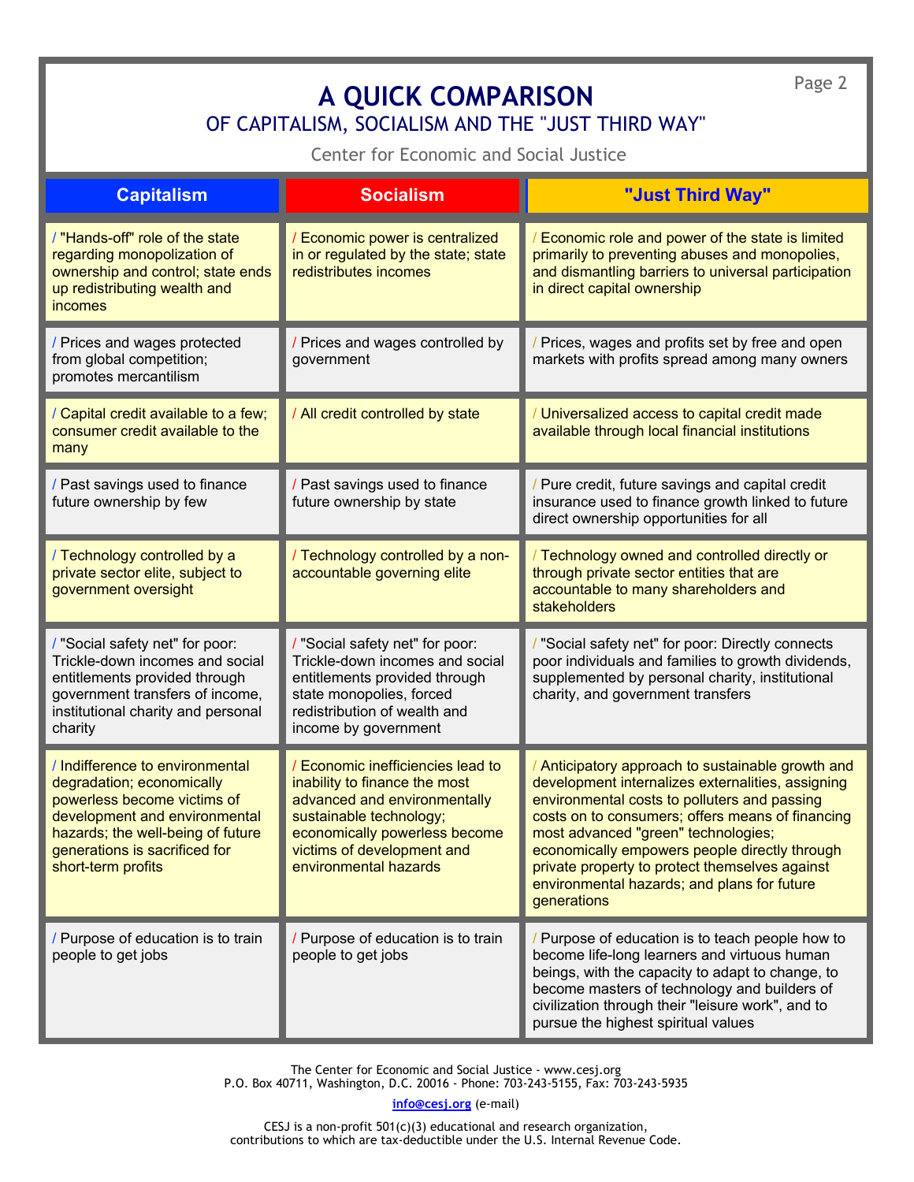# A QUICK COMPARISON

## OF CAPITALISM, SOCIALISM AND THE "JUST THIRD WAY"

Center for Economic and Social Justice

| Capitalism | Socialism | "Just Third Way" |
|---|---|---|
| / "Hands-off" role of the state regarding monopolization of ownership and control; state ends up redistributing wealth and incomes | / Economic power is centralized in or regulated by the state; state redistributes incomes | / Economic role and power of the state is limited primarily to preventing abuses and monopolies, and dismantling barriers to universal participation in direct capital ownership |
| / Prices and wages protected from global competition; promotes mercantilism | / Prices and wages controlled by government | / Prices, wages and profits set by free and open markets with profits spread among many owners |
| / Capital credit available to a few; consumer credit available to the many | / All credit controlled by state | / Universalized access to capital credit made available through local financial institutions |
| / Past savings used to finance future ownership by few | / Past savings used to finance future ownership by state | / Pure credit, future savings and capital credit insurance used to finance growth linked to future direct ownership opportunities for all |
| / Technology controlled by a private sector elite, subject to government oversight | / Technology controlled by a non-accountable governing elite | / Technology owned and controlled directly or through private sector entities that are accountable to many shareholders and stakeholders |
| / "Social safety net" for poor: Trickle-down incomes and social entitlements provided through government transfers of income, institutional charity and personal charity | / "Social safety net" for poor: Trickle-down incomes and social entitlements provided through state monopolies, forced redistribution of wealth and income by government | / "Social safety net" for poor: Directly connects poor individuals and families to growth dividends, supplemented by personal charity, institutional charity, and government transfers |
| / Indifference to environmental degradation; economically powerless become victims of development and environmental hazards; the well-being of future generations is sacrificed for short-term profits | / Economic inefficiencies lead to inability to finance the most advanced and environmentally sustainable technology; economically powerless become victims of development and environmental hazards | / Anticipatory approach to sustainable growth and development internalizes externalities, assigning environmental costs to polluters and passing costs on to consumers; offers means of financing most advanced "green" technologies; economically empowers people directly through private property to protect themselves against environmental hazards; and plans for future generations |
| / Purpose of education is to train people to get jobs | / Purpose of education is to train people to get jobs | / Purpose of education is to teach people how to become life-long learners and virtuous human beings, with the capacity to adapt to change, to become masters of technology and builders of civilization through their "leisure work", and to pursue the highest spiritual values |

The Center for Economic and Social Justice - www.cesj.org
P.O. Box 40711, Washington, D.C. 20016 - Phone: 703-243-5155, Fax: 703-243-5935

info@cesj.org (e-mail)

CESJ is a non-profit 501(c)(3) educational and research organization, contributions to which are tax-deductible under the U.S. Internal Revenue Code.